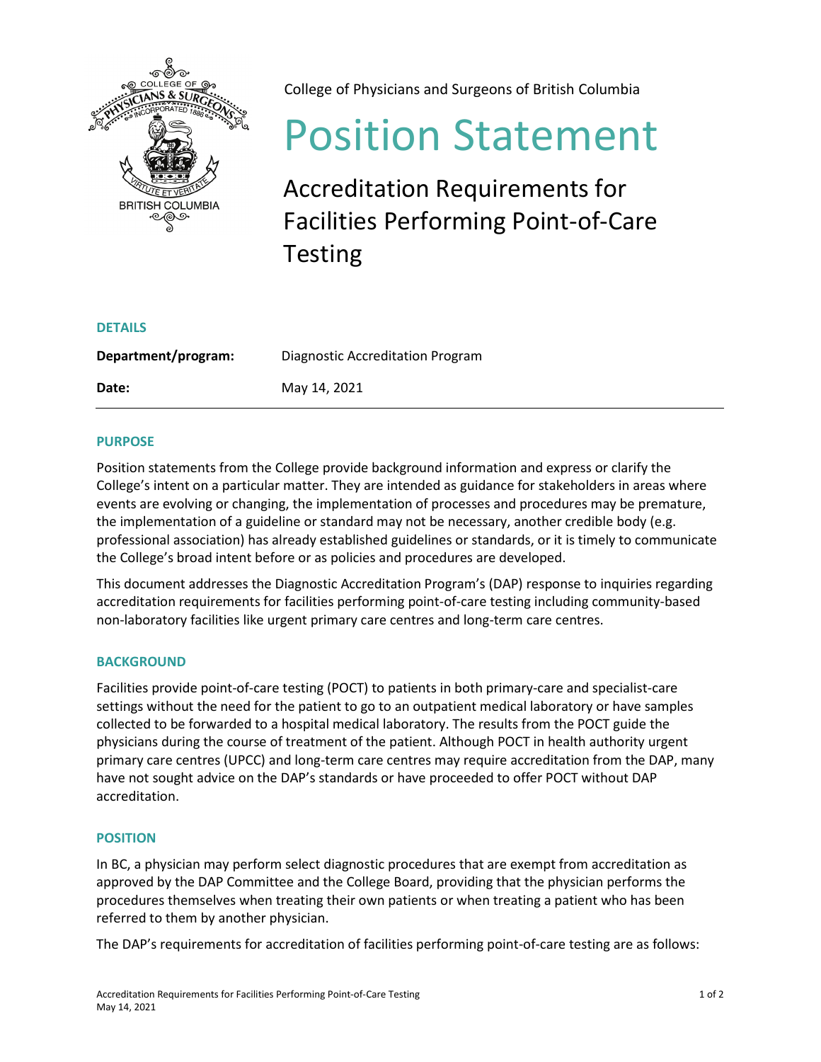College of Physicians and Surgeons of British Columbia

# Position Statement

## Accreditation Requirements for Facilities Performing Point-of-Care Testing

### DETAILS

| | |
|---|---|
| **Department/program:** | Diagnostic Accreditation Program |
| **Date:** | May 14, 2021 |

### PURPOSE

Position statements from the College provide background information and express or clarify the College's intent on a particular matter. They are intended as guidance for stakeholders in areas where events are evolving or changing, the implementation of processes and procedures may be premature, the implementation of a guideline or standard may not be necessary, another credible body (e.g. professional association) has already established guidelines or standards, or it is timely to communicate the College's broad intent before or as policies and procedures are developed.

This document addresses the Diagnostic Accreditation Program's (DAP) response to inquiries regarding accreditation requirements for facilities performing point-of-care testing including community-based non-laboratory facilities like urgent primary care centres and long-term care centres.

### BACKGROUND

Facilities provide point-of-care testing (POCT) to patients in both primary-care and specialist-care settings without the need for the patient to go to an outpatient medical laboratory or have samples collected to be forwarded to a hospital medical laboratory. The results from the POCT guide the physicians during the course of treatment of the patient. Although POCT in health authority urgent primary care centres (UPCC) and long-term care centres may require accreditation from the DAP, many have not sought advice on the DAP's standards or have proceeded to offer POCT without DAP accreditation.

### POSITION

In BC, a physician may perform select diagnostic procedures that are exempt from accreditation as approved by the DAP Committee and the College Board, providing that the physician performs the procedures themselves when treating their own patients or when treating a patient who has been referred to them by another physician.

The DAP's requirements for accreditation of facilities performing point-of-care testing are as follows: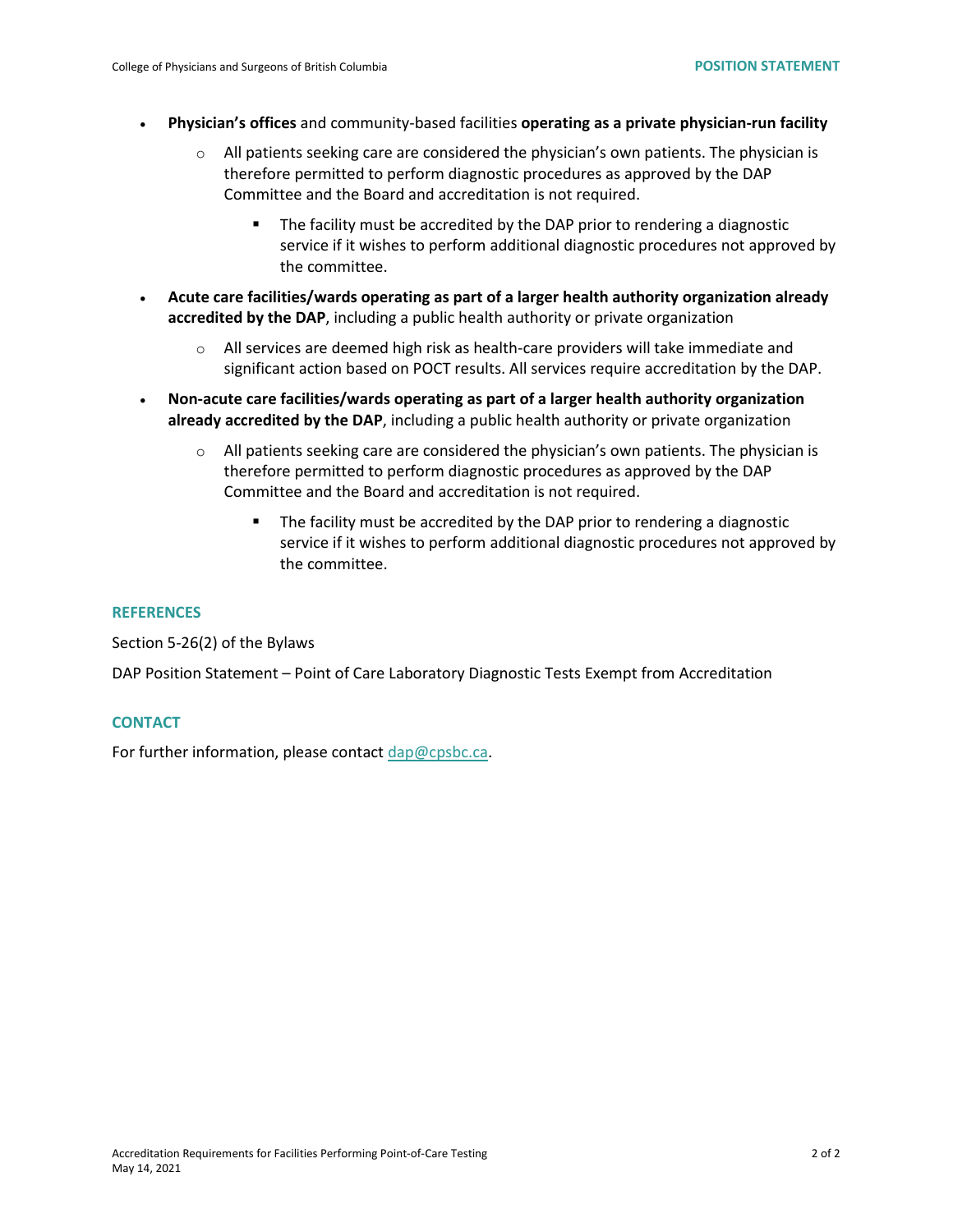- **Physician's offices** and community-based facilities **operating as a private physician-run facility**
  - All patients seeking care are considered the physician's own patients. The physician is therefore permitted to perform diagnostic procedures as approved by the DAP Committee and the Board and accreditation is not required.
    - The facility must be accredited by the DAP prior to rendering a diagnostic service if it wishes to perform additional diagnostic procedures not approved by the committee.
- **Acute care facilities/wards operating as part of a larger health authority organization already accredited by the DAP**, including a public health authority or private organization
  - All services are deemed high risk as health-care providers will take immediate and significant action based on POCT results. All services require accreditation by the DAP.
- **Non-acute care facilities/wards operating as part of a larger health authority organization already accredited by the DAP**, including a public health authority or private organization
  - All patients seeking care are considered the physician's own patients. The physician is therefore permitted to perform diagnostic procedures as approved by the DAP Committee and the Board and accreditation is not required.
    - The facility must be accredited by the DAP prior to rendering a diagnostic service if it wishes to perform additional diagnostic procedures not approved by the committee.

## REFERENCES

Section 5-26(2) of the Bylaws

DAP Position Statement – Point of Care Laboratory Diagnostic Tests Exempt from Accreditation

## CONTACT

For further information, please contact dap@cpsbc.ca.